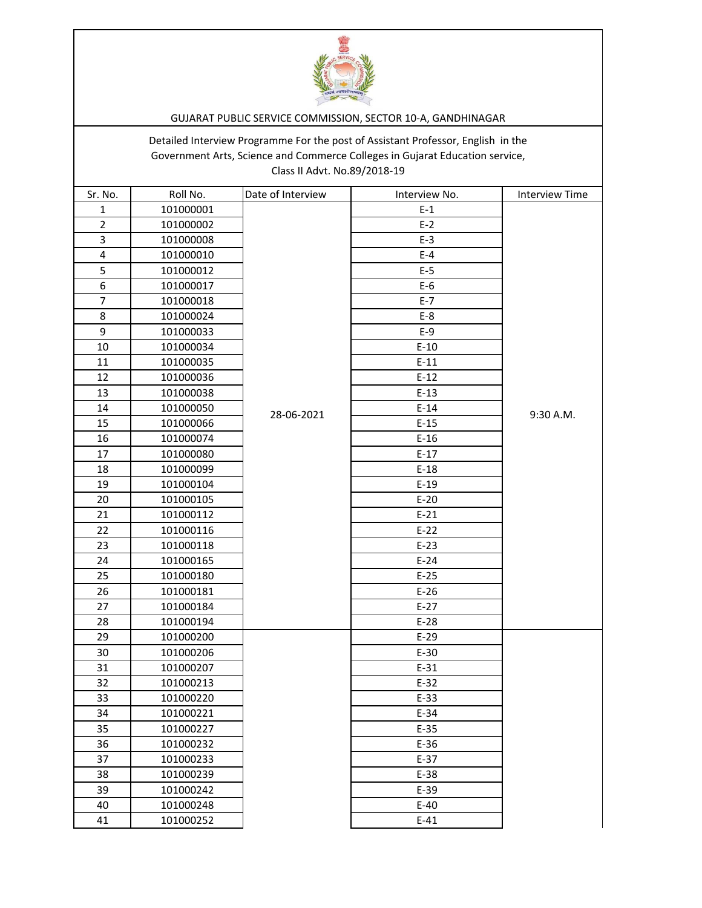GUJARAT PUBLIC SERVICE COMMISSION, SECTOR 10-A, GANDHINAGAR

Detailed Interview Programme For the post of Assistant Professor, English in the Government Arts, Science and Commerce Colleges in Gujarat Education service, Class II Advt. No.89/2018-19

| Sr. No. | Roll No. | Date of Interview | Interview No. | Interview Time |
|---|---|---|---|---|
| 1 | 101000001 | 28-06-2021 | E-1 | 9:30 A.M. |
| 2 | 101000002 | | E-2 | |
| 3 | 101000008 | | E-3 | |
| 4 | 101000010 | | E-4 | |
| 5 | 101000012 | | E-5 | |
| 6 | 101000017 | | E-6 | |
| 7 | 101000018 | | E-7 | |
| 8 | 101000024 | | E-8 | |
| 9 | 101000033 | | E-9 | |
| 10 | 101000034 | | E-10 | |
| 11 | 101000035 | | E-11 | |
| 12 | 101000036 | | E-12 | |
| 13 | 101000038 | | E-13 | |
| 14 | 101000050 | | E-14 | |
| 15 | 101000066 | | E-15 | |
| 16 | 101000074 | | E-16 | |
| 17 | 101000080 | | E-17 | |
| 18 | 101000099 | | E-18 | |
| 19 | 101000104 | | E-19 | |
| 20 | 101000105 | | E-20 | |
| 21 | 101000112 | | E-21 | |
| 22 | 101000116 | | E-22 | |
| 23 | 101000118 | | E-23 | |
| 24 | 101000165 | | E-24 | |
| 25 | 101000180 | | E-25 | |
| 26 | 101000181 | | E-26 | |
| 27 | 101000184 | | E-27 | |
| 28 | 101000194 | | E-28 | |
| 29 | 101000200 | | E-29 | |
| 30 | 101000206 | | E-30 | |
| 31 | 101000207 | | E-31 | |
| 32 | 101000213 | | E-32 | |
| 33 | 101000220 | | E-33 | |
| 34 | 101000221 | | E-34 | |
| 35 | 101000227 | | E-35 | |
| 36 | 101000232 | | E-36 | |
| 37 | 101000233 | | E-37 | |
| 38 | 101000239 | | E-38 | |
| 39 | 101000242 | | E-39 | |
| 40 | 101000248 | | E-40 | |
| 41 | 101000252 | | E-41 | |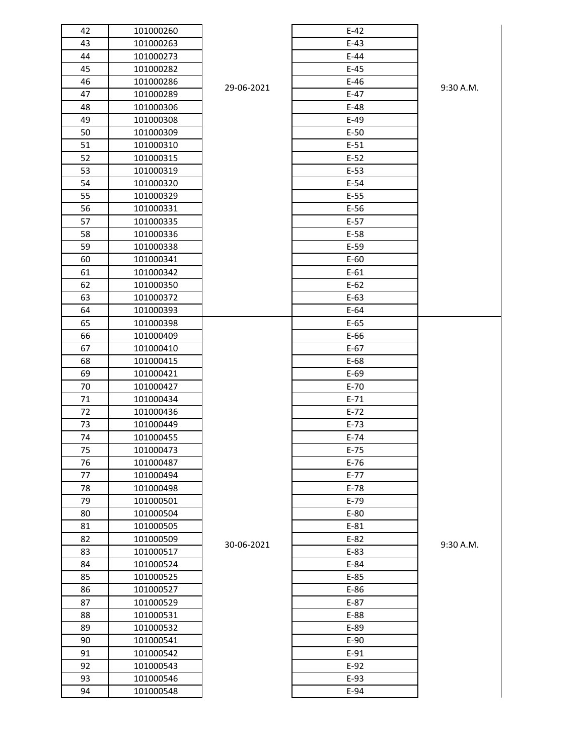| | | | | |
|---|---|---|---|---|
| 42 | 101000260 | 29-06-2021 | E-42 | 9:30 A.M. |
| 43 | 101000263 | | E-43 | |
| 44 | 101000273 | | E-44 | |
| 45 | 101000282 | | E-45 | |
| 46 | 101000286 | | E-46 | |
| 47 | 101000289 | | E-47 | |
| 48 | 101000306 | | E-48 | |
| 49 | 101000308 | | E-49 | |
| 50 | 101000309 | | E-50 | |
| 51 | 101000310 | | E-51 | |
| 52 | 101000315 | | E-52 | |
| 53 | 101000319 | | E-53 | |
| 54 | 101000320 | | E-54 | |
| 55 | 101000329 | | E-55 | |
| 56 | 101000331 | | E-56 | |
| 57 | 101000335 | | E-57 | |
| 58 | 101000336 | | E-58 | |
| 59 | 101000338 | | E-59 | |
| 60 | 101000341 | | E-60 | |
| 61 | 101000342 | | E-61 | |
| 62 | 101000350 | | E-62 | |
| 63 | 101000372 | | E-63 | |
| 64 | 101000393 | | E-64 | |
| 65 | 101000398 | 30-06-2021 | E-65 | 9:30 A.M. |
| 66 | 101000409 | | E-66 | |
| 67 | 101000410 | | E-67 | |
| 68 | 101000415 | | E-68 | |
| 69 | 101000421 | | E-69 | |
| 70 | 101000427 | | E-70 | |
| 71 | 101000434 | | E-71 | |
| 72 | 101000436 | | E-72 | |
| 73 | 101000449 | | E-73 | |
| 74 | 101000455 | | E-74 | |
| 75 | 101000473 | | E-75 | |
| 76 | 101000487 | | E-76 | |
| 77 | 101000494 | | E-77 | |
| 78 | 101000498 | | E-78 | |
| 79 | 101000501 | | E-79 | |
| 80 | 101000504 | | E-80 | |
| 81 | 101000505 | | E-81 | |
| 82 | 101000509 | | E-82 | |
| 83 | 101000517 | | E-83 | |
| 84 | 101000524 | | E-84 | |
| 85 | 101000525 | | E-85 | |
| 86 | 101000527 | | E-86 | |
| 87 | 101000529 | | E-87 | |
| 88 | 101000531 | | E-88 | |
| 89 | 101000532 | | E-89 | |
| 90 | 101000541 | | E-90 | |
| 91 | 101000542 | | E-91 | |
| 92 | 101000543 | | E-92 | |
| 93 | 101000546 | | E-93 | |
| 94 | 101000548 | | E-94 | |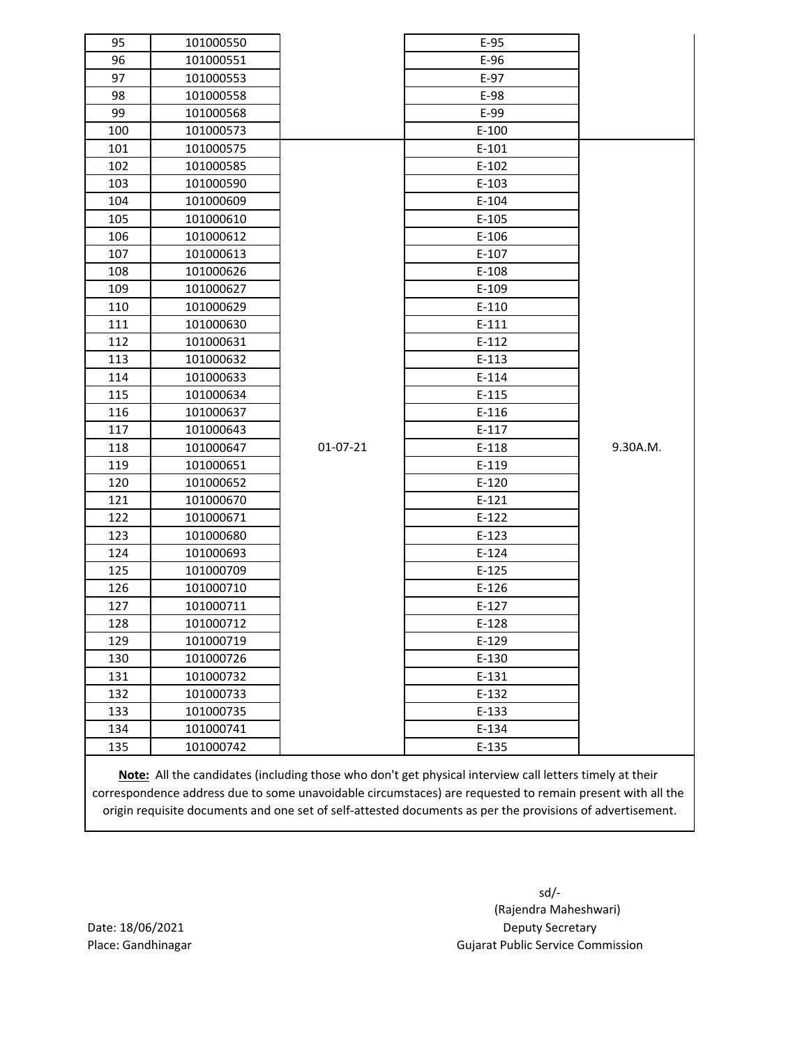| | | | | |
|---|---|---|---|---|
| 95 | 101000550 | | E-95 | |
| 96 | 101000551 | | E-96 | |
| 97 | 101000553 | | E-97 | |
| 98 | 101000558 | | E-98 | |
| 99 | 101000568 | | E-99 | |
| 100 | 101000573 | | E-100 | |
| 101 | 101000575 | | E-101 | |
| 102 | 101000585 | | E-102 | |
| 103 | 101000590 | | E-103 | |
| 104 | 101000609 | | E-104 | |
| 105 | 101000610 | | E-105 | |
| 106 | 101000612 | | E-106 | |
| 107 | 101000613 | | E-107 | |
| 108 | 101000626 | | E-108 | |
| 109 | 101000627 | | E-109 | |
| 110 | 101000629 | | E-110 | |
| 111 | 101000630 | | E-111 | |
| 112 | 101000631 | | E-112 | |
| 113 | 101000632 | | E-113 | |
| 114 | 101000633 | | E-114 | |
| 115 | 101000634 | | E-115 | |
| 116 | 101000637 | | E-116 | |
| 117 | 101000643 | | E-117 | |
| 118 | 101000647 | 01-07-21 | E-118 | 9.30A.M. |
| 119 | 101000651 | | E-119 | |
| 120 | 101000652 | | E-120 | |
| 121 | 101000670 | | E-121 | |
| 122 | 101000671 | | E-122 | |
| 123 | 101000680 | | E-123 | |
| 124 | 101000693 | | E-124 | |
| 125 | 101000709 | | E-125 | |
| 126 | 101000710 | | E-126 | |
| 127 | 101000711 | | E-127 | |
| 128 | 101000712 | | E-128 | |
| 129 | 101000719 | | E-129 | |
| 130 | 101000726 | | E-130 | |
| 131 | 101000732 | | E-131 | |
| 132 | 101000733 | | E-132 | |
| 133 | 101000735 | | E-133 | |
| 134 | 101000741 | | E-134 | |
| 135 | 101000742 | | E-135 | |

**Note:** All the candidates (including those who don't get physical interview call letters timely at their correspondence address due to some unavoidable circumstaces) are requested to remain present with all the origin requisite documents and one set of self-attested documents as per the provisions of advertisement.

sd/-
(Rajendra Maheshwari)
Deputy Secretary
Gujarat Public Service Commission

Date: 18/06/2021
Place: Gandhinagar